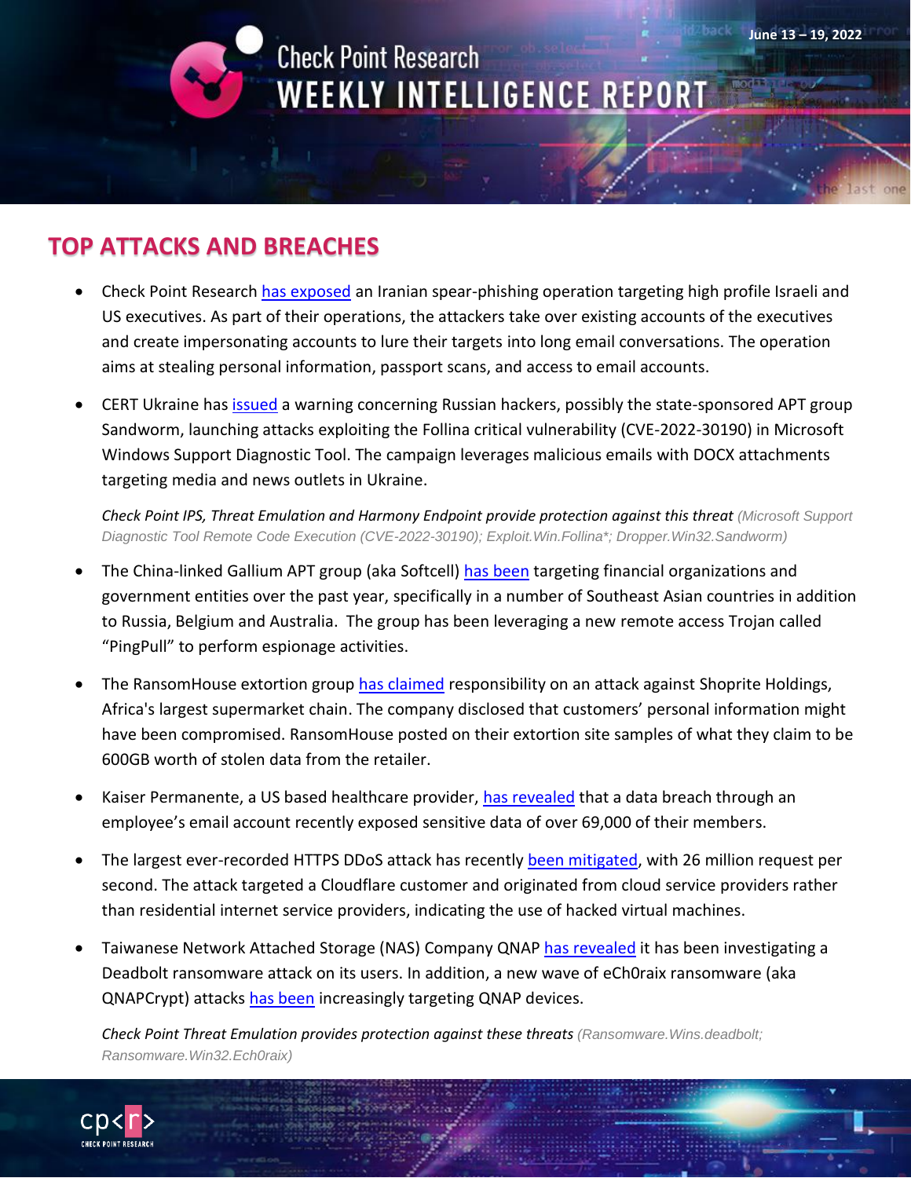Check Point Research

# WEEKLY INTELLIGENCE REPORT

June 13 – 19, 2022

## TOP ATTACKS AND BREACHES

- Check Point Research has exposed an Iranian spear-phishing operation targeting high profile Israeli and US executives. As part of their operations, the attackers take over existing accounts of the executives and create impersonating accounts to lure their targets into long email conversations. The operation aims at stealing personal information, passport scans, and access to email accounts.

- CERT Ukraine has issued a warning concerning Russian hackers, possibly the state-sponsored APT group Sandworm, launching attacks exploiting the Follina critical vulnerability (CVE-2022-30190) in Microsoft Windows Support Diagnostic Tool. The campaign leverages malicious emails with DOCX attachments targeting media and news outlets in Ukraine.

  *Check Point IPS, Threat Emulation and Harmony Endpoint provide protection against this threat* (Microsoft Support Diagnostic Tool Remote Code Execution (CVE-2022-30190); Exploit.Win.Follina*; Dropper.Win32.Sandworm)

- The China-linked Gallium APT group (aka Softcell) has been targeting financial organizations and government entities over the past year, specifically in a number of Southeast Asian countries in addition to Russia, Belgium and Australia. The group has been leveraging a new remote access Trojan called "PingPull" to perform espionage activities.

- The RansomHouse extortion group has claimed responsibility on an attack against Shoprite Holdings, Africa's largest supermarket chain. The company disclosed that customers' personal information might have been compromised. RansomHouse posted on their extortion site samples of what they claim to be 600GB worth of stolen data from the retailer.

- Kaiser Permanente, a US based healthcare provider, has revealed that a data breach through an employee's email account recently exposed sensitive data of over 69,000 of their members.

- The largest ever-recorded HTTPS DDoS attack has recently been mitigated, with 26 million request per second. The attack targeted a Cloudflare customer and originated from cloud service providers rather than residential internet service providers, indicating the use of hacked virtual machines.

- Taiwanese Network Attached Storage (NAS) Company QNAP has revealed it has been investigating a Deadbolt ransomware attack on its users. In addition, a new wave of eCh0raix ransomware (aka QNAPCrypt) attacks has been increasingly targeting QNAP devices.

  *Check Point Threat Emulation provides protection against these threats* (Ransomware.Wins.deadbolt; Ransomware.Win32.Ech0raix)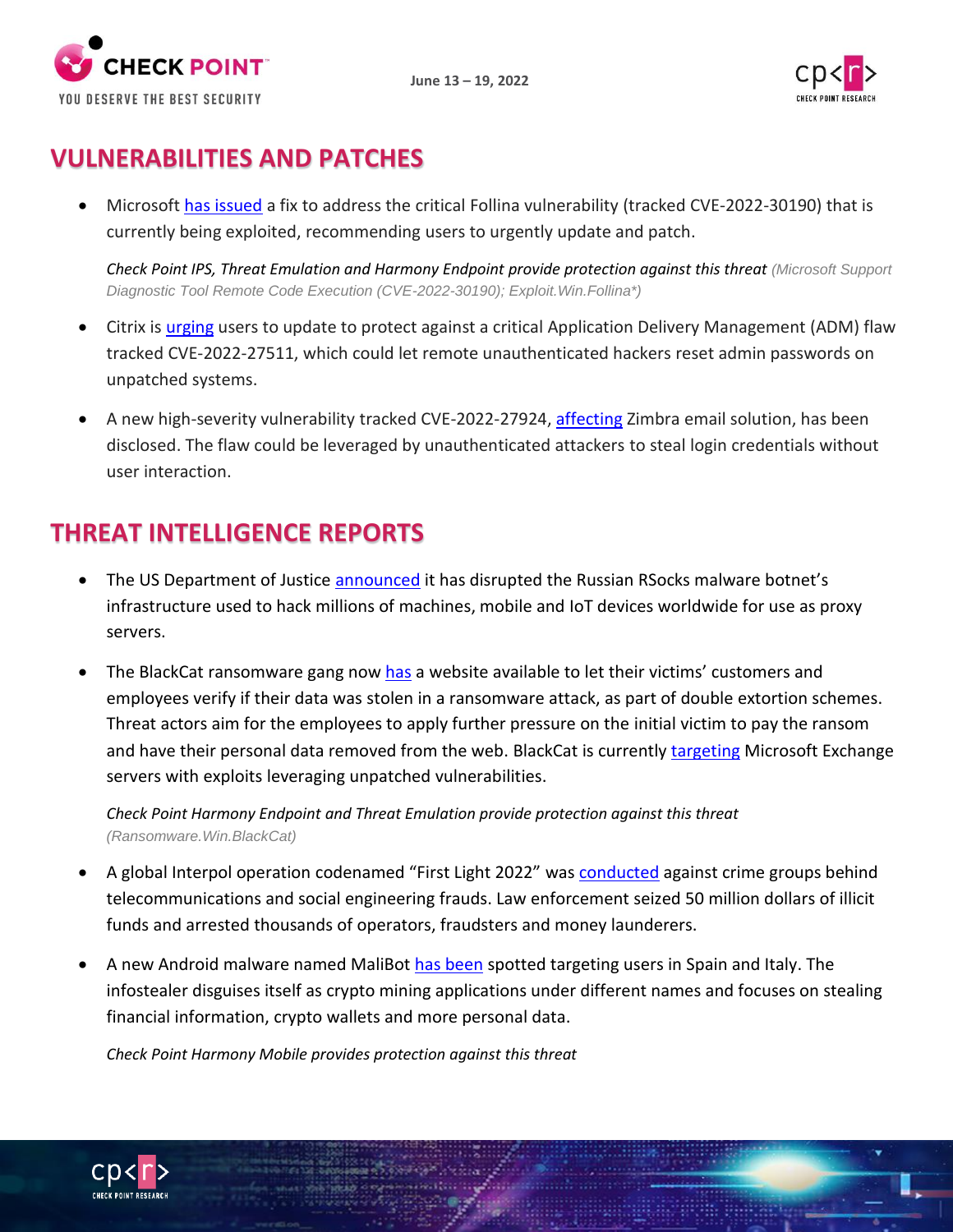## VULNERABILITIES AND PATCHES

- Microsoft has issued a fix to address the critical Follina vulnerability (tracked CVE-2022-30190) that is currently being exploited, recommending users to urgently update and patch.

  *Check Point IPS, Threat Emulation and Harmony Endpoint provide protection against this threat* *(Microsoft Support Diagnostic Tool Remote Code Execution (CVE-2022-30190); Exploit.Win.Follina*)*

- Citrix is urging users to update to protect against a critical Application Delivery Management (ADM) flaw tracked CVE-2022-27511, which could let remote unauthenticated hackers reset admin passwords on unpatched systems.

- A new high-severity vulnerability tracked CVE-2022-27924, affecting Zimbra email solution, has been disclosed. The flaw could be leveraged by unauthenticated attackers to steal login credentials without user interaction.

## THREAT INTELLIGENCE REPORTS

- The US Department of Justice announced it has disrupted the Russian RSocks malware botnet's infrastructure used to hack millions of machines, mobile and IoT devices worldwide for use as proxy servers.

- The BlackCat ransomware gang now has a website available to let their victims' customers and employees verify if their data was stolen in a ransomware attack, as part of double extortion schemes. Threat actors aim for the employees to apply further pressure on the initial victim to pay the ransom and have their personal data removed from the web. BlackCat is currently targeting Microsoft Exchange servers with exploits leveraging unpatched vulnerabilities.

  *Check Point Harmony Endpoint and Threat Emulation provide protection against this threat* *(Ransomware.Win.BlackCat)*

- A global Interpol operation codenamed "First Light 2022" was conducted against crime groups behind telecommunications and social engineering frauds. Law enforcement seized 50 million dollars of illicit funds and arrested thousands of operators, fraudsters and money launderers.

- A new Android malware named MaliBot has been spotted targeting users in Spain and Italy. The infostealer disguises itself as crypto mining applications under different names and focuses on stealing financial information, crypto wallets and more personal data.

  *Check Point Harmony Mobile provides protection against this threat*